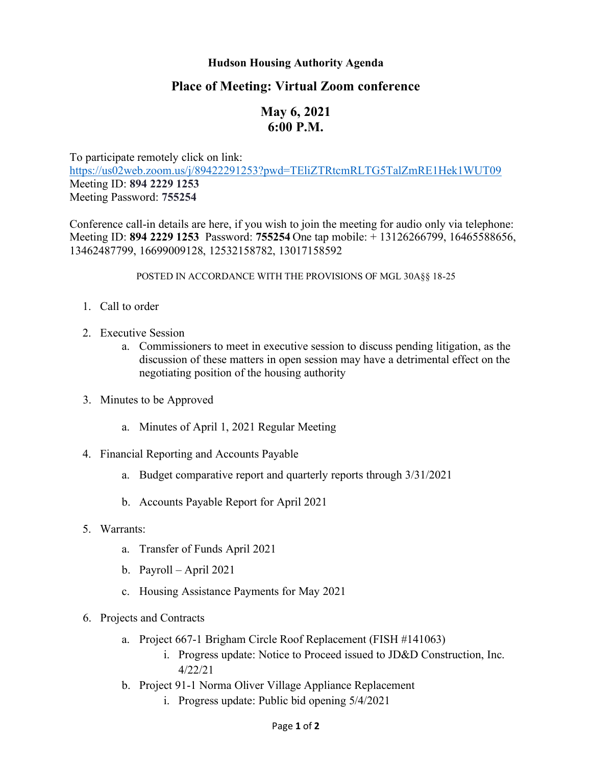**Hudson Housing Authority Agenda**

## Place of Meeting: Virtual Zoom conference

## May 6, 2021
## 6:00 P.M.

To participate remotely click on link:
https://us02web.zoom.us/j/89422291253?pwd=TEliZTRtcmRLTG5TalZmRE1Hek1WUT09
Meeting ID: **894 2229 1253**
Meeting Password: **755254**

Conference call-in details are here, if you wish to join the meeting for audio only via telephone:
Meeting ID: **894 2229 1253** Password: **755254** One tap mobile: + 13126266799, 16465588656, 13462487799, 16699009128, 12532158782, 13017158592

POSTED IN ACCORDANCE WITH THE PROVISIONS OF MGL 30A§§ 18-25

1. Call to order

2. Executive Session
   a. Commissioners to meet in executive session to discuss pending litigation, as the discussion of these matters in open session may have a detrimental effect on the negotiating position of the housing authority

3. Minutes to be Approved

   a. Minutes of April 1, 2021 Regular Meeting

4. Financial Reporting and Accounts Payable

   a. Budget comparative report and quarterly reports through 3/31/2021

   b. Accounts Payable Report for April 2021

5. Warrants:

   a. Transfer of Funds April 2021

   b. Payroll – April 2021

   c. Housing Assistance Payments for May 2021

6. Projects and Contracts

   a. Project 667-1 Brigham Circle Roof Replacement (FISH #141063)
      i. Progress update: Notice to Proceed issued to JD&D Construction, Inc. 4/22/21
   b. Project 91-1 Norma Oliver Village Appliance Replacement
      i. Progress update: Public bid opening 5/4/2021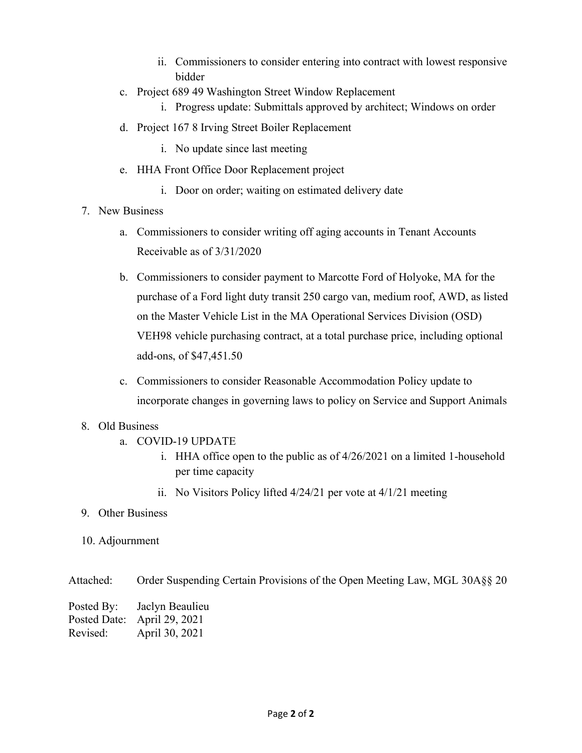- ii. Commissioners to consider entering into contract with lowest responsive bidder
  - c. Project 689 49 Washington Street Window Replacement
    - i. Progress update: Submittals approved by architect; Windows on order
  - d. Project 167 8 Irving Street Boiler Replacement
    - i. No update since last meeting
  - e. HHA Front Office Door Replacement project
    - i. Door on order; waiting on estimated delivery date

7. New Business
   - a. Commissioners to consider writing off aging accounts in Tenant Accounts Receivable as of 3/31/2020
   - b. Commissioners to consider payment to Marcotte Ford of Holyoke, MA for the purchase of a Ford light duty transit 250 cargo van, medium roof, AWD, as listed on the Master Vehicle List in the MA Operational Services Division (OSD) VEH98 vehicle purchasing contract, at a total purchase price, including optional add-ons, of $47,451.50
   - c. Commissioners to consider Reasonable Accommodation Policy update to incorporate changes in governing laws to policy on Service and Support Animals

8. Old Business
   - a. COVID-19 UPDATE
     - i. HHA office open to the public as of 4/26/2021 on a limited 1-household per time capacity
     - ii. No Visitors Policy lifted 4/24/21 per vote at 4/1/21 meeting

9. Other Business

10. Adjournment

Attached: Order Suspending Certain Provisions of the Open Meeting Law, MGL 30A§§ 20

Posted By: Jaclyn Beaulieu
Posted Date: April 29, 2021
Revised: April 30, 2021